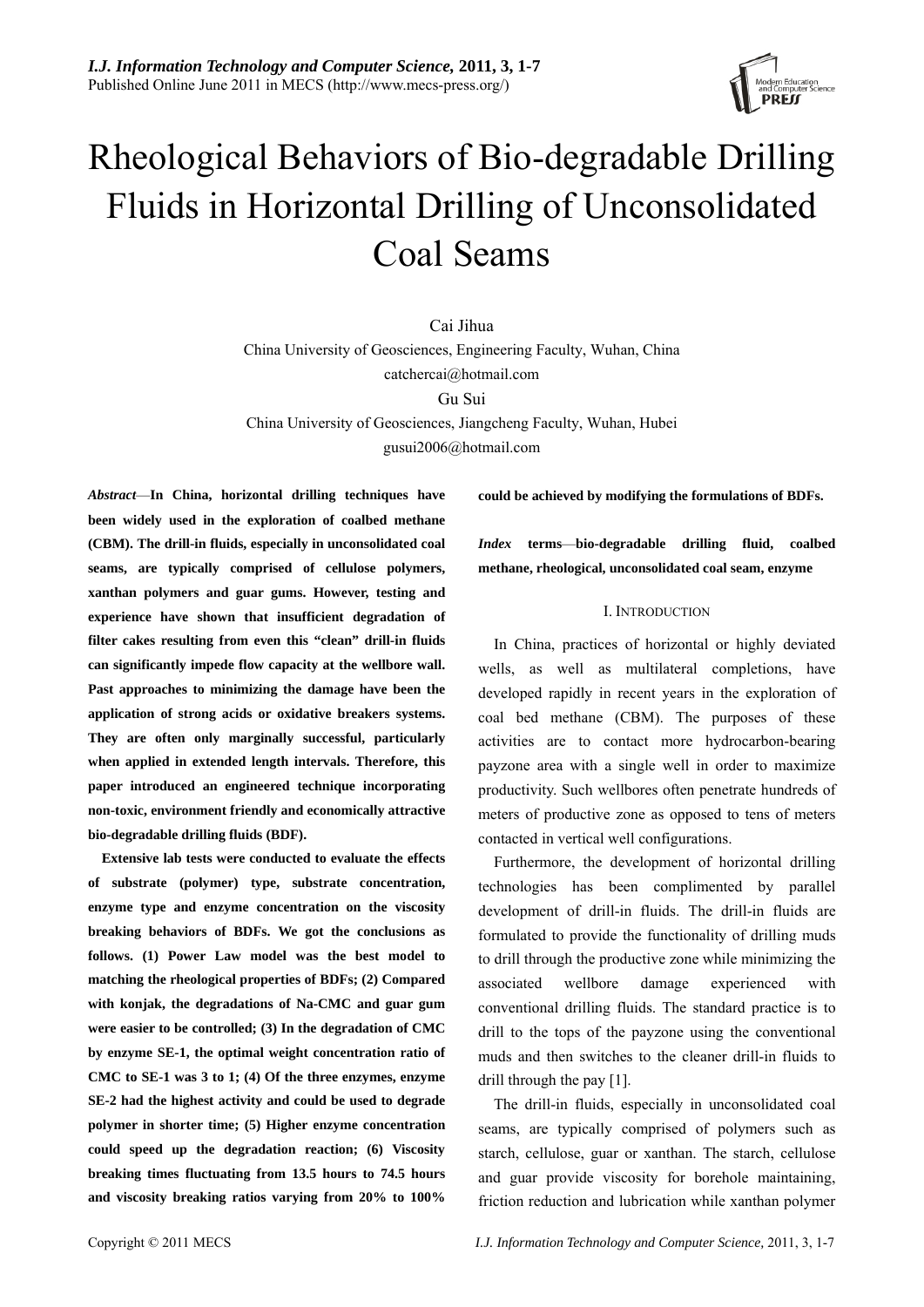# Rheological Behaviors of Bio-degradable Drilling Fluids in Horizontal Drilling of Unconsolidated Coal Seams

Cai Jihua
China University of Geosciences, Engineering Faculty, Wuhan, China
catchercai@hotmail.com

Gu Sui
China University of Geosciences, Jiangcheng Faculty, Wuhan, Hubei
gusui2006@hotmail.com

***Abstract*—In China, horizontal drilling techniques have been widely used in the exploration of coalbed methane (CBM). The drill-in fluids, especially in unconsolidated coal seams, are typically comprised of cellulose polymers, xanthan polymers and guar gums. However, testing and experience have shown that insufficient degradation of filter cakes resulting from even this "clean" drill-in fluids can significantly impede flow capacity at the wellbore wall. Past approaches to minimizing the damage have been the application of strong acids or oxidative breakers systems. They are often only marginally successful, particularly when applied in extended length intervals. Therefore, this paper introduced an engineered technique incorporating non-toxic, environment friendly and economically attractive bio-degradable drilling fluids (BDF).**

**Extensive lab tests were conducted to evaluate the effects of substrate (polymer) type, substrate concentration, enzyme type and enzyme concentration on the viscosity breaking behaviors of BDFs. We got the conclusions as follows. (1) Power Law model was the best model to matching the rheological properties of BDFs; (2) Compared with konjak, the degradations of Na-CMC and guar gum were easier to be controlled; (3) In the degradation of CMC by enzyme SE-1, the optimal weight concentration ratio of CMC to SE-1 was 3 to 1; (4) Of the three enzymes, enzyme SE-2 had the highest activity and could be used to degrade polymer in shorter time; (5) Higher enzyme concentration could speed up the degradation reaction; (6) Viscosity breaking times fluctuating from 13.5 hours to 74.5 hours and viscosity breaking ratios varying from 20% to 100% could be achieved by modifying the formulations of BDFs.**

***Index terms*—bio-degradable drilling fluid, coalbed methane, rheological, unconsolidated coal seam, enzyme**

## I. Introduction

In China, practices of horizontal or highly deviated wells, as well as multilateral completions, have developed rapidly in recent years in the exploration of coal bed methane (CBM). The purposes of these activities are to contact more hydrocarbon-bearing payzone area with a single well in order to maximize productivity. Such wellbores often penetrate hundreds of meters of productive zone as opposed to tens of meters contacted in vertical well configurations.

Furthermore, the development of horizontal drilling technologies has been complimented by parallel development of drill-in fluids. The drill-in fluids are formulated to provide the functionality of drilling muds to drill through the productive zone while minimizing the associated wellbore damage experienced with conventional drilling fluids. The standard practice is to drill to the tops of the payzone using the conventional muds and then switches to the cleaner drill-in fluids to drill through the pay [1].

The drill-in fluids, especially in unconsolidated coal seams, are typically comprised of polymers such as starch, cellulose, guar or xanthan. The starch, cellulose and guar provide viscosity for borehole maintaining, friction reduction and lubrication while xanthan polymer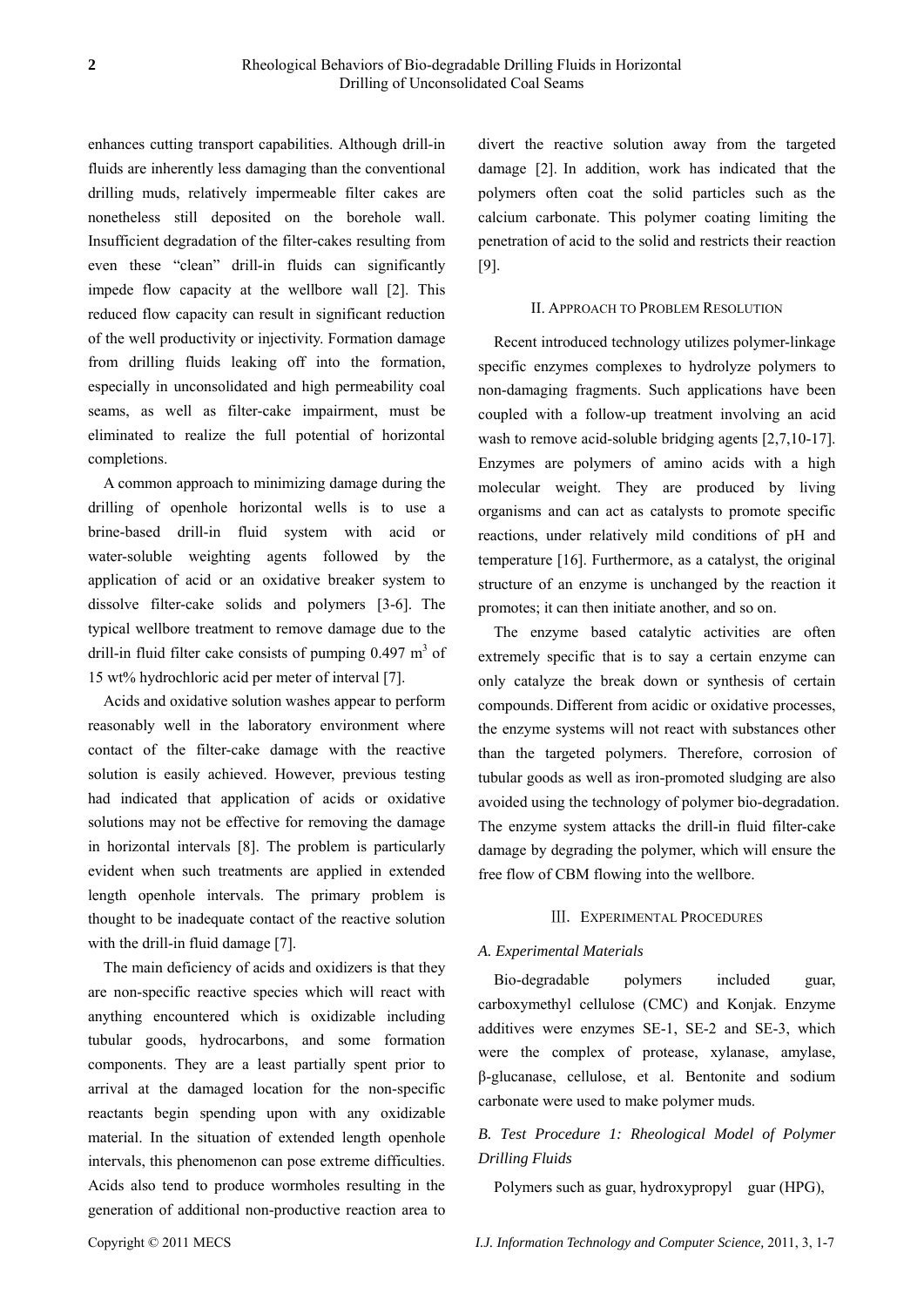enhances cutting transport capabilities. Although drill-in fluids are inherently less damaging than the conventional drilling muds, relatively impermeable filter cakes are nonetheless still deposited on the borehole wall. Insufficient degradation of the filter-cakes resulting from even these "clean" drill-in fluids can significantly impede flow capacity at the wellbore wall [2]. This reduced flow capacity can result in significant reduction of the well productivity or injectivity. Formation damage from drilling fluids leaking off into the formation, especially in unconsolidated and high permeability coal seams, as well as filter-cake impairment, must be eliminated to realize the full potential of horizontal completions.

A common approach to minimizing damage during the drilling of openhole horizontal wells is to use a brine-based drill-in fluid system with acid or water-soluble weighting agents followed by the application of acid or an oxidative breaker system to dissolve filter-cake solids and polymers [3-6]. The typical wellbore treatment to remove damage due to the drill-in fluid filter cake consists of pumping 0.497 $m^3$ of 15 wt% hydrochloric acid per meter of interval [7].

Acids and oxidative solution washes appear to perform reasonably well in the laboratory environment where contact of the filter-cake damage with the reactive solution is easily achieved. However, previous testing had indicated that application of acids or oxidative solutions may not be effective for removing the damage in horizontal intervals [8]. The problem is particularly evident when such treatments are applied in extended length openhole intervals. The primary problem is thought to be inadequate contact of the reactive solution with the drill-in fluid damage [7].

The main deficiency of acids and oxidizers is that they are non-specific reactive species which will react with anything encountered which is oxidizable including tubular goods, hydrocarbons, and some formation components. They are a least partially spent prior to arrival at the damaged location for the non-specific reactants begin spending upon with any oxidizable material. In the situation of extended length openhole intervals, this phenomenon can pose extreme difficulties. Acids also tend to produce wormholes resulting in the generation of additional non-productive reaction area to divert the reactive solution away from the targeted damage [2]. In addition, work has indicated that the polymers often coat the solid particles such as the calcium carbonate. This polymer coating limiting the penetration of acid to the solid and restricts their reaction [9].

## II. Approach to Problem Resolution

Recent introduced technology utilizes polymer-linkage specific enzymes complexes to hydrolyze polymers to non-damaging fragments. Such applications have been coupled with a follow-up treatment involving an acid wash to remove acid-soluble bridging agents [2,7,10-17]. Enzymes are polymers of amino acids with a high molecular weight. They are produced by living organisms and can act as catalysts to promote specific reactions, under relatively mild conditions of pH and temperature [16]. Furthermore, as a catalyst, the original structure of an enzyme is unchanged by the reaction it promotes; it can then initiate another, and so on.

The enzyme based catalytic activities are often extremely specific that is to say a certain enzyme can only catalyze the break down or synthesis of certain compounds. Different from acidic or oxidative processes, the enzyme systems will not react with substances other than the targeted polymers. Therefore, corrosion of tubular goods as well as iron-promoted sludging are also avoided using the technology of polymer bio-degradation. The enzyme system attacks the drill-in fluid filter-cake damage by degrading the polymer, which will ensure the free flow of CBM flowing into the wellbore.

## III. Experimental Procedures

### *A. Experimental Materials*

Bio-degradable polymers included guar, carboxymethyl cellulose (CMC) and Konjak. Enzyme additives were enzymes SE-1, SE-2 and SE-3, which were the complex of protease, xylanase, amylase, β-glucanase, cellulose, et al. Bentonite and sodium carbonate were used to make polymer muds.

### *B. Test Procedure 1: Rheological Model of Polymer Drilling Fluids*

Polymers such as guar, hydroxypropyl guar (HPG),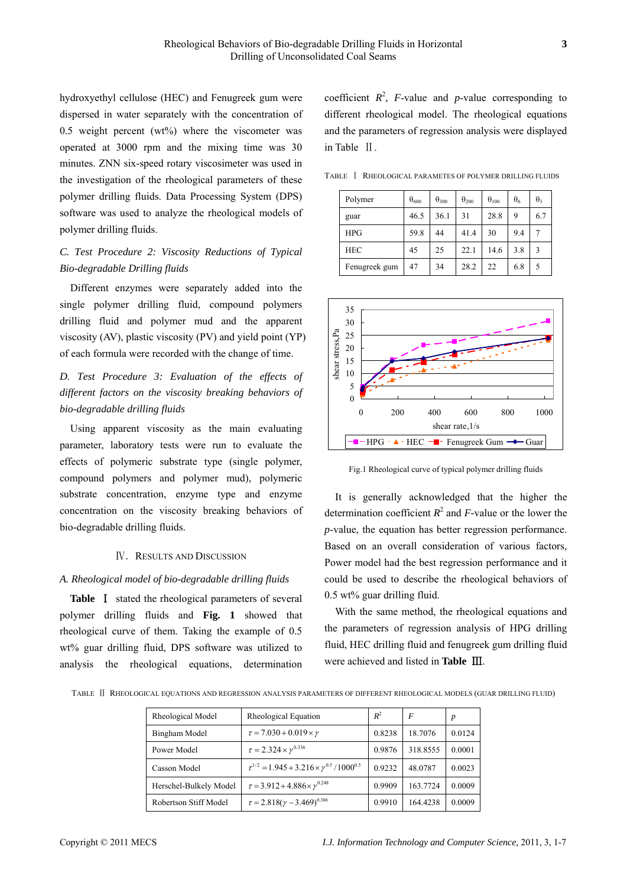hydroxyethyl cellulose (HEC) and Fenugreek gum were dispersed in water separately with the concentration of 0.5 weight percent (wt%) where the viscometer was operated at 3000 rpm and the mixing time was 30 minutes. ZNN six-speed rotary viscosimeter was used in the investigation of the rheological parameters of these polymer drilling fluids. Data Processing System (DPS) software was used to analyze the rheological models of polymer drilling fluids.

*C. Test Procedure 2: Viscosity Reductions of Typical Bio-degradable Drilling fluids*

Different enzymes were separately added into the single polymer drilling fluid, compound polymers drilling fluid and polymer mud and the apparent viscosity (AV), plastic viscosity (PV) and yield point (YP) of each formula were recorded with the change of time.

*D. Test Procedure 3: Evaluation of the effects of different factors on the viscosity breaking behaviors of bio-degradable drilling fluids*

Using apparent viscosity as the main evaluating parameter, laboratory tests were run to evaluate the effects of polymeric substrate type (single polymer, compound polymers and polymer mud), polymeric substrate concentration, enzyme type and enzyme concentration on the viscosity breaking behaviors of bio-degradable drilling fluids.

## Ⅳ. Results and Discussion

*A. Rheological model of bio-degradable drilling fluids*

**Table Ⅰ** stated the rheological parameters of several polymer drilling fluids and **Fig. 1** showed that rheological curve of them. Taking the example of 0.5 wt% guar drilling fluid, DPS software was utilized to analysis the rheological equations, determination coefficient $R^2$, $F$-value and $p$-value corresponding to different rheological model. The rheological equations and the parameters of regression analysis were displayed in Table Ⅱ.

TABLE Ⅰ RHEOLOGICAL PARAMETES OF POLYMER DRILLING FLUIDS

| Polymer | $\theta_{600}$ | $\theta_{300}$ | $\theta_{200}$ | $\theta_{100}$ | $\theta_6$ | $\theta_3$ |
|---|---|---|---|---|---|---|
| guar | 46.5 | 36.1 | 31 | 28.8 | 9 | 6.7 |
| HPG | 59.8 | 44 | 41.4 | 30 | 9.4 | 7 |
| HEC | 45 | 25 | 22.1 | 14.6 | 3.8 | 3 |
| Fenugreek gum | 47 | 34 | 28.2 | 22 | 6.8 | 5 |

Fig.1 Rheological curve of typical polymer drilling fluids

It is generally acknowledged that the higher the determination coefficient $R^2$ and $F$-value or the lower the $p$-value, the equation has better regression performance. Based on an overall consideration of various factors, Power model had the best regression performance and it could be used to describe the rheological behaviors of 0.5 wt% guar drilling fluid.

With the same method, the rheological equations and the parameters of regression analysis of HPG drilling fluid, HEC drilling fluid and fenugreek gum drilling fluid were achieved and listed in **Table Ⅲ**.

TABLE Ⅱ RHEOLOGICAL EQUATIONS AND REGRESSION ANALYSIS PARAMETERS OF DIFFERENT RHEOLOGICAL MODELS (GUAR DRILLING FLUID)

| Rheological Model | Rheological Equation | $R^2$ | $F$ | $p$ |
|---|---|---|---|---|
| Bingham Model | $\tau = 7.030 + 0.019 \times \gamma$ | 0.8238 | 18.7076 | 0.0124 |
| Power Model | $\tau = 2.324 \times \gamma^{0.336}$ | 0.9876 | 318.8555 | 0.0001 |
| Casson Model | $\tau^{1/2} = 1.945 + 3.216 \times \gamma^{0.5} / 1000^{0.5}$ | 0.9232 | 48.0787 | 0.0023 |
| Herschel-Bulkely Model | $\tau = 3.912 + 4.886 \times \gamma^{0.248}$ | 0.9909 | 163.7724 | 0.0009 |
| Robertson Stiff Model | $\tau = 2.818(\gamma - 3.469)^{0.306}$ | 0.9910 | 164.4238 | 0.0009 |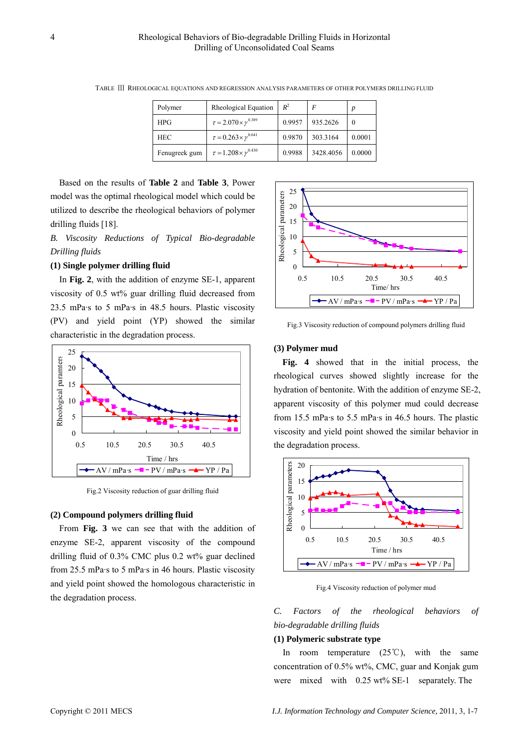TABLE III RHEOLOGICAL EQUATIONS AND REGRESSION ANALYSIS PARAMETERS OF OTHER POLYMERS DRILLING FLUID

| Polymer | Rheological Equation | $R^2$ | $F$ | $p$ |
|---|---|---|---|---|
| HPG | $\tau = 2.070 \times \gamma^{0.389}$ | 0.9957 | 935.2626 | 0 |
| HEC | $\tau = 0.263 \times \gamma^{0.641}$ | 0.9870 | 303.3164 | 0.0001 |
| Fenugreek gum | $\tau = 1.208 \times \gamma^{0.430}$ | 0.9988 | 3428.4056 | 0.0000 |

Based on the results of **Table 2** and **Table 3**, Power model was the optimal rheological model which could be utilized to describe the rheological behaviors of polymer drilling fluids [18].

*B. Viscosity Reductions of Typical Bio-degradable Drilling fluids*

**(1) Single polymer drilling fluid**

In **Fig. 2**, with the addition of enzyme SE-1, apparent viscosity of 0.5 wt% guar drilling fluid decreased from 23.5 mPa·s to 5 mPa·s in 48.5 hours. Plastic viscosity (PV) and yield point (YP) showed the similar characteristic in the degradation process.

Fig.2 Viscosity reduction of guar drilling fluid

**(2) Compound polymers drilling fluid**

From **Fig. 3** we can see that with the addition of enzyme SE-2, apparent viscosity of the compound drilling fluid of 0.3% CMC plus 0.2 wt% guar declined from 25.5 mPa·s to 5 mPa·s in 46 hours. Plastic viscosity and yield point showed the homologous characteristic in the degradation process.

Fig.3 Viscosity reduction of compound polymers drilling fluid

**(3) Polymer mud**

**Fig. 4** showed that in the initial process, the rheological curves showed slightly increase for the hydration of bentonite. With the addition of enzyme SE-2, apparent viscosity of this polymer mud could decrease from 15.5 mPa·s to 5.5 mPa·s in 46.5 hours. The plastic viscosity and yield point showed the similar behavior in the degradation process.

Fig.4 Viscosity reduction of polymer mud

*C. Factors of the rheological behaviors of bio-degradable drilling fluids*

**(1) Polymeric substrate type**

In room temperature (25℃), with the same concentration of 0.5% wt%, CMC, guar and Konjak gum were mixed with 0.25 wt% SE-1 separately. The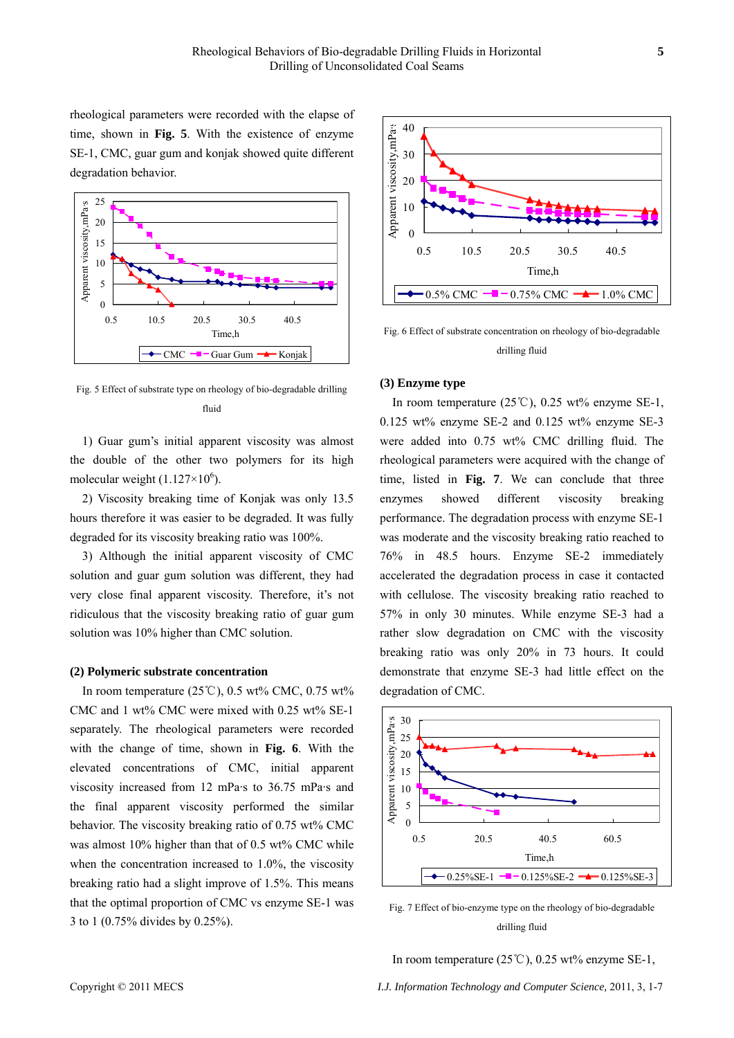rheological parameters were recorded with the elapse of time, shown in **Fig. 5**. With the existence of enzyme SE-1, CMC, guar gum and konjak showed quite different degradation behavior.

Fig. 5 Effect of substrate type on rheology of bio-degradable drilling fluid

1) Guar gum's initial apparent viscosity was almost the double of the other two polymers for its high molecular weight ($1.127\times10^6$).

2) Viscosity breaking time of Konjak was only 13.5 hours therefore it was easier to be degraded. It was fully degraded for its viscosity breaking ratio was 100%.

3) Although the initial apparent viscosity of CMC solution and guar gum solution was different, they had very close final apparent viscosity. Therefore, it's not ridiculous that the viscosity breaking ratio of guar gum solution was 10% higher than CMC solution.

**(2) Polymeric substrate concentration**

In room temperature (25℃), 0.5 wt% CMC, 0.75 wt% CMC and 1 wt% CMC were mixed with 0.25 wt% SE-1 separately. The rheological parameters were recorded with the change of time, shown in **Fig. 6**. With the elevated concentrations of CMC, initial apparent viscosity increased from 12 mPa·s to 36.75 mPa·s and the final apparent viscosity performed the similar behavior. The viscosity breaking ratio of 0.75 wt% CMC was almost 10% higher than that of 0.5 wt% CMC while when the concentration increased to 1.0%, the viscosity breaking ratio had a slight improve of 1.5%. This means that the optimal proportion of CMC vs enzyme SE-1 was 3 to 1 (0.75% divides by 0.25%).

Fig. 6 Effect of substrate concentration on rheology of bio-degradable drilling fluid

**(3) Enzyme type**

In room temperature (25℃), 0.25 wt% enzyme SE-1, 0.125 wt% enzyme SE-2 and 0.125 wt% enzyme SE-3 were added into 0.75 wt% CMC drilling fluid. The rheological parameters were acquired with the change of time, listed in **Fig. 7**. We can conclude that three enzymes showed different viscosity breaking performance. The degradation process with enzyme SE-1 was moderate and the viscosity breaking ratio reached to 76% in 48.5 hours. Enzyme SE-2 immediately accelerated the degradation process in case it contacted with cellulose. The viscosity breaking ratio reached to 57% in only 30 minutes. While enzyme SE-3 had a rather slow degradation on CMC with the viscosity breaking ratio was only 20% in 73 hours. It could demonstrate that enzyme SE-3 had little effect on the degradation of CMC.

Fig. 7 Effect of bio-enzyme type on the rheology of bio-degradable drilling fluid

In room temperature (25℃), 0.25 wt% enzyme SE-1,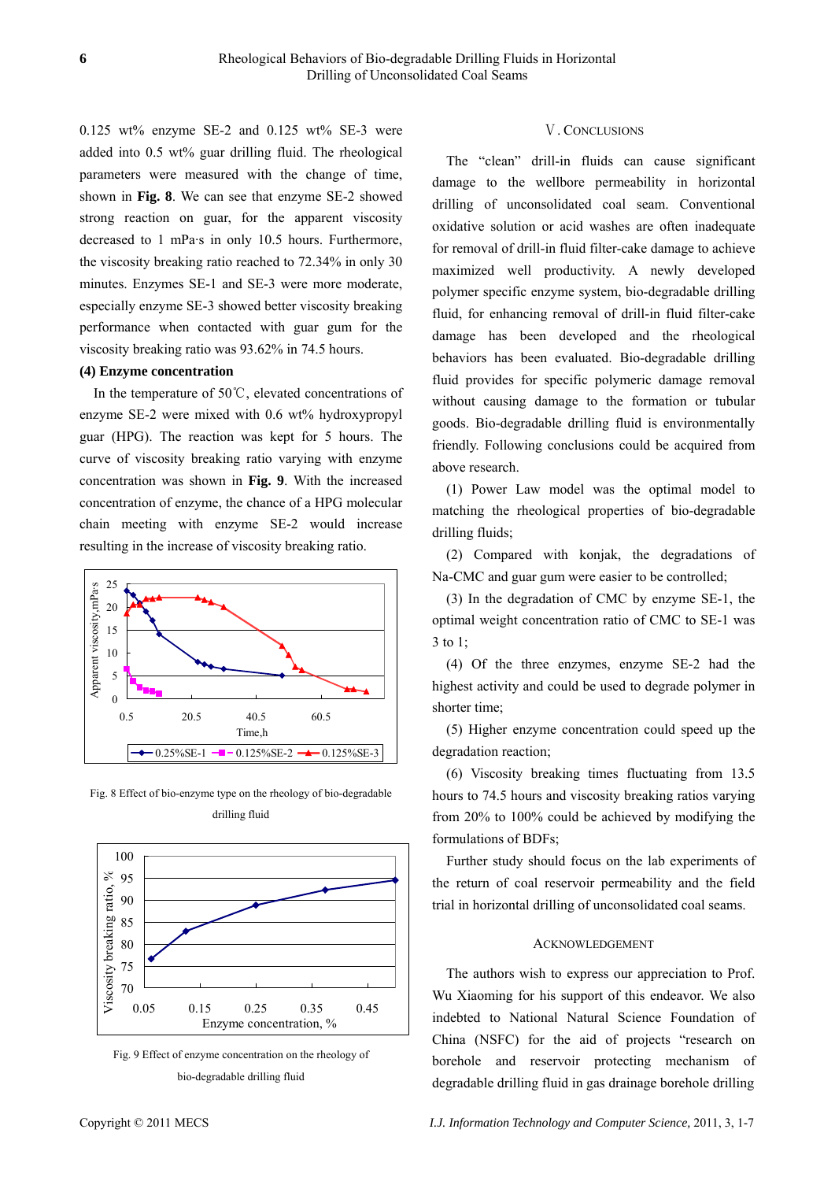0.125 wt% enzyme SE-2 and 0.125 wt% SE-3 were added into 0.5 wt% guar drilling fluid. The rheological parameters were measured with the change of time, shown in **Fig. 8**. We can see that enzyme SE-2 showed strong reaction on guar, for the apparent viscosity decreased to 1 mPa·s in only 10.5 hours. Furthermore, the viscosity breaking ratio reached to 72.34% in only 30 minutes. Enzymes SE-1 and SE-3 were more moderate, especially enzyme SE-3 showed better viscosity breaking performance when contacted with guar gum for the viscosity breaking ratio was 93.62% in 74.5 hours.

**(4) Enzyme concentration**

In the temperature of 50℃, elevated concentrations of enzyme SE-2 were mixed with 0.6 wt% hydroxypropyl guar (HPG). The reaction was kept for 5 hours. The curve of viscosity breaking ratio varying with enzyme concentration was shown in **Fig. 9**. With the increased concentration of enzyme, the chance of a HPG molecular chain meeting with enzyme SE-2 would increase resulting in the increase of viscosity breaking ratio.

Fig. 8 Effect of bio-enzyme type on the rheology of bio-degradable drilling fluid

Fig. 9 Effect of enzyme concentration on the rheology of bio-degradable drilling fluid

## V. CONCLUSIONS

The "clean" drill-in fluids can cause significant damage to the wellbore permeability in horizontal drilling of unconsolidated coal seam. Conventional oxidative solution or acid washes are often inadequate for removal of drill-in fluid filter-cake damage to achieve maximized well productivity. A newly developed polymer specific enzyme system, bio-degradable drilling fluid, for enhancing removal of drill-in fluid filter-cake damage has been developed and the rheological behaviors has been evaluated. Bio-degradable drilling fluid provides for specific polymeric damage removal without causing damage to the formation or tubular goods. Bio-degradable drilling fluid is environmentally friendly. Following conclusions could be acquired from above research.

(1) Power Law model was the optimal model to matching the rheological properties of bio-degradable drilling fluids;

(2) Compared with konjak, the degradations of Na-CMC and guar gum were easier to be controlled;

(3) In the degradation of CMC by enzyme SE-1, the optimal weight concentration ratio of CMC to SE-1 was 3 to 1;

(4) Of the three enzymes, enzyme SE-2 had the highest activity and could be used to degrade polymer in shorter time;

(5) Higher enzyme concentration could speed up the degradation reaction;

(6) Viscosity breaking times fluctuating from 13.5 hours to 74.5 hours and viscosity breaking ratios varying from 20% to 100% could be achieved by modifying the formulations of BDFs;

Further study should focus on the lab experiments of the return of coal reservoir permeability and the field trial in horizontal drilling of unconsolidated coal seams.

## ACKNOWLEDGEMENT

The authors wish to express our appreciation to Prof. Wu Xiaoming for his support of this endeavor. We also indebted to National Natural Science Foundation of China (NSFC) for the aid of projects "research on borehole and reservoir protecting mechanism of degradable drilling fluid in gas drainage borehole drilling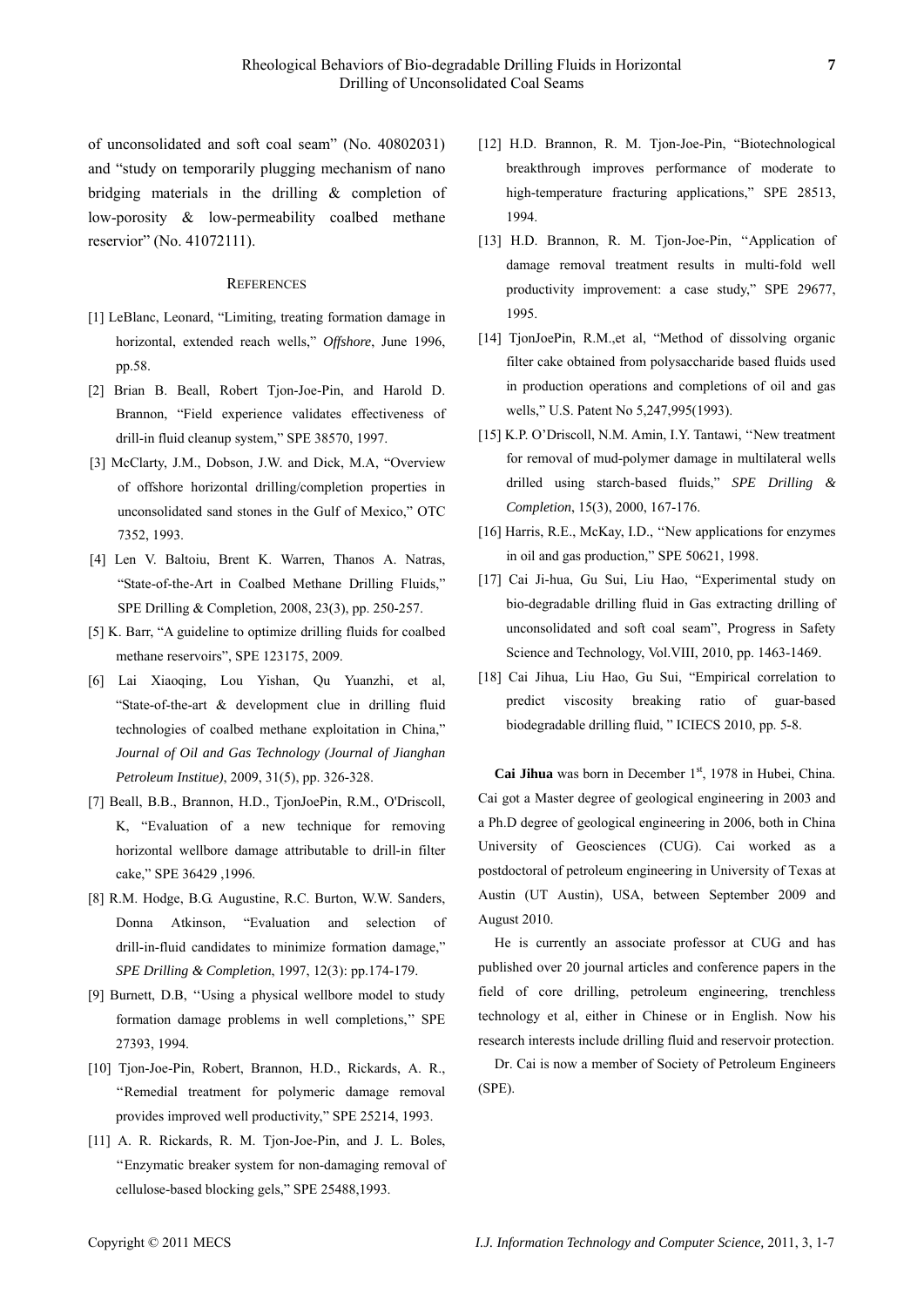of unconsolidated and soft coal seam" (No. 40802031) and "study on temporarily plugging mechanism of nano bridging materials in the drilling & completion of low-porosity & low-permeability coalbed methane reservior" (No. 41072111).

## References

[1] LeBlanc, Leonard, "Limiting, treating formation damage in horizontal, extended reach wells," *Offshore*, June 1996, pp.58.

[2] Brian B. Beall, Robert Tjon-Joe-Pin, and Harold D. Brannon, "Field experience validates effectiveness of drill-in fluid cleanup system," SPE 38570, 1997.

[3] McClarty, J.M., Dobson, J.W. and Dick, M.A, "Overview of offshore horizontal drilling/completion properties in unconsolidated sand stones in the Gulf of Mexico," OTC 7352, 1993.

[4] Len V. Baltoiu, Brent K. Warren, Thanos A. Natras, "State-of-the-Art in Coalbed Methane Drilling Fluids," SPE Drilling & Completion, 2008, 23(3), pp. 250-257.

[5] K. Barr, "A guideline to optimize drilling fluids for coalbed methane reservoirs", SPE 123175, 2009.

[6] Lai Xiaoqing, Lou Yishan, Qu Yuanzhi, et al, "State-of-the-art & development clue in drilling fluid technologies of coalbed methane exploitation in China," *Journal of Oil and Gas Technology (Journal of Jianghan Petroleum Institue)*, 2009, 31(5), pp. 326-328.

[7] Beall, B.B., Brannon, H.D., TjonJoePin, R.M., O'Driscoll, K, "Evaluation of a new technique for removing horizontal wellbore damage attributable to drill-in filter cake," SPE 36429 ,1996.

[8] R.M. Hodge, B.G. Augustine, R.C. Burton, W.W. Sanders, Donna Atkinson, "Evaluation and selection of drill-in-fluid candidates to minimize formation damage," *SPE Drilling & Completion*, 1997, 12(3): pp.174-179.

[9] Burnett, D.B, "Using a physical wellbore model to study formation damage problems in well completions," SPE 27393, 1994.

[10] Tjon-Joe-Pin, Robert, Brannon, H.D., Rickards, A. R., "Remedial treatment for polymeric damage removal provides improved well productivity," SPE 25214, 1993.

[11] A. R. Rickards, R. M. Tjon-Joe-Pin, and J. L. Boles, "Enzymatic breaker system for non-damaging removal of cellulose-based blocking gels," SPE 25488,1993.

[12] H.D. Brannon, R. M. Tjon-Joe-Pin, "Biotechnological breakthrough improves performance of moderate to high-temperature fracturing applications," SPE 28513, 1994.

[13] H.D. Brannon, R. M. Tjon-Joe-Pin, "Application of damage removal treatment results in multi-fold well productivity improvement: a case study," SPE 29677, 1995.

[14] TjonJoePin, R.M.,et al, "Method of dissolving organic filter cake obtained from polysaccharide based fluids used in production operations and completions of oil and gas wells," U.S. Patent No 5,247,995(1993).

[15] K.P. O'Driscoll, N.M. Amin, I.Y. Tantawi, "New treatment for removal of mud-polymer damage in multilateral wells drilled using starch-based fluids," *SPE Drilling & Completion*, 15(3), 2000, 167-176.

[16] Harris, R.E., McKay, I.D., "New applications for enzymes in oil and gas production," SPE 50621, 1998.

[17] Cai Ji-hua, Gu Sui, Liu Hao, "Experimental study on bio-degradable drilling fluid in Gas extracting drilling of unconsolidated and soft coal seam", Progress in Safety Science and Technology, Vol.VIII, 2010, pp. 1463-1469.

[18] Cai Jihua, Liu Hao, Gu Sui, "Empirical correlation to predict viscosity breaking ratio of guar-based biodegradable drilling fluid, " ICIECS 2010, pp. 5-8.

**Cai Jihua** was born in December 1st, 1978 in Hubei, China. Cai got a Master degree of geological engineering in 2003 and a Ph.D degree of geological engineering in 2006, both in China University of Geosciences (CUG). Cai worked as a postdoctoral of petroleum engineering in University of Texas at Austin (UT Austin), USA, between September 2009 and August 2010.

He is currently an associate professor at CUG and has published over 20 journal articles and conference papers in the field of core drilling, petroleum engineering, trenchless technology et al, either in Chinese or in English. Now his research interests include drilling fluid and reservoir protection.

Dr. Cai is now a member of Society of Petroleum Engineers (SPE).